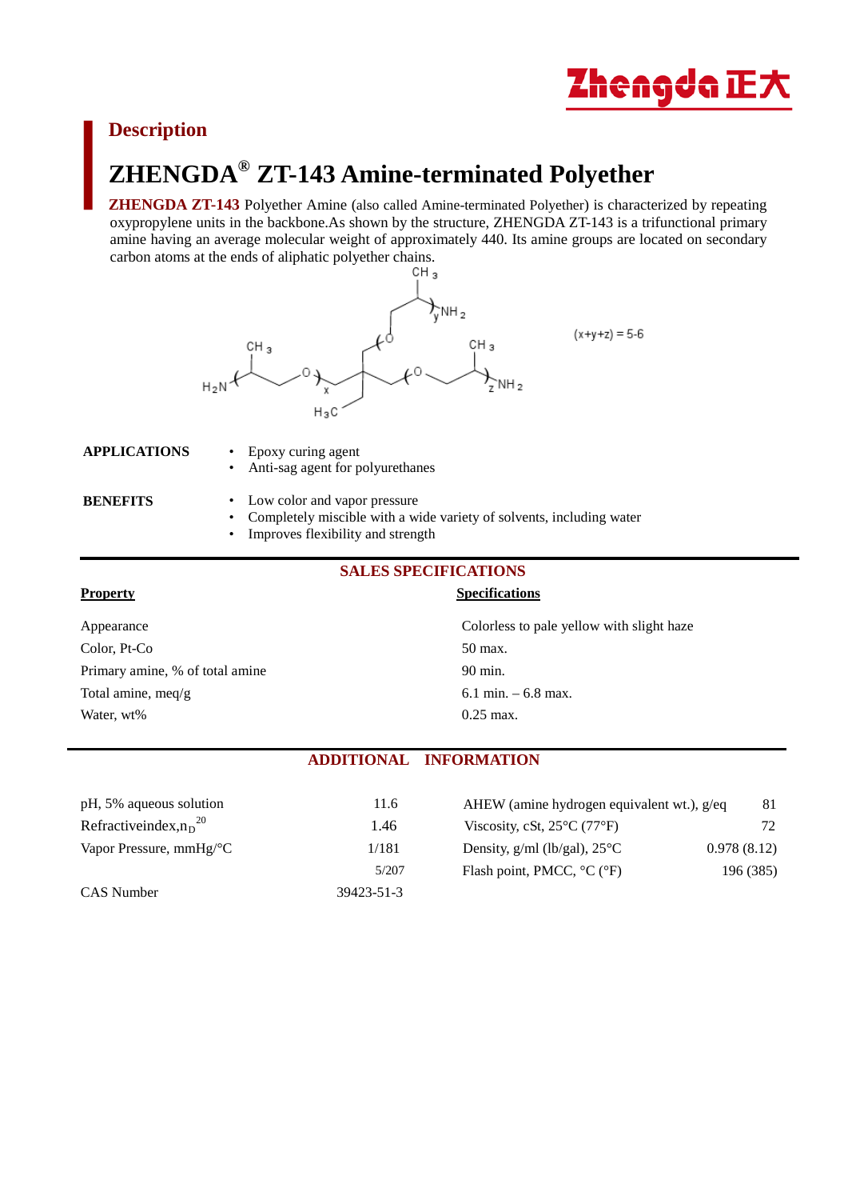## Description

# ZHENGDA® ZT-143 Amine-terminated Polyether

**ZHENGDA ZT-143** Polyether Amine (also called Amine-terminated Polyether) is characterized by repeating oxypropylene units in the backbone.As shown by the structure, ZHENGDA ZT-143 is a trifunctional primary amine having an average molecular weight of approximately 440. Its amine groups are located on secondary carbon atoms at the ends of aliphatic polyether chains.

(x+y+z) = 5-6

**APPLICATIONS**

- Epoxy curing agent
- Anti-sag agent for polyurethanes

**BENEFITS**

- Low color and vapor pressure
- Completely miscible with a wide variety of solvents, including water
- Improves flexibility and strength

## SALES SPECIFICATIONS

| Property | Specifications |
|---|---|
| Appearance | Colorless to pale yellow with slight haze |
| Color, Pt-Co | 50 max. |
| Primary amine, % of total amine | 90 min. |
| Total amine, meq/g | 6.1 min. – 6.8 max. |
| Water, wt% | 0.25 max. |

## ADDITIONAL INFORMATION

| Property | Value | Property | Value |
|---|---|---|---|
| pH, 5% aqueous solution | 11.6 | AHEW (amine hydrogen equivalent wt.), g/eq | 81 |
| Refractiveindex,$n_D^{20}$ | 1.46 | Viscosity, cSt, 25°C (77°F) | 72 |
| Vapor Pressure, mmHg/°C | 1/181 | Density, g/ml (lb/gal), 25°C | 0.978 (8.12) |
| | 5/207 | Flash point, PMCC, °C (°F) | 196 (385) |
| CAS Number | 39423-51-3 | | |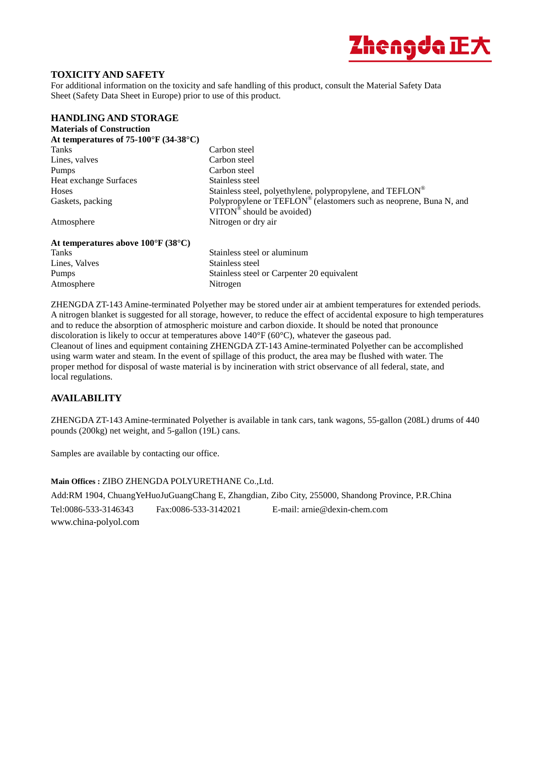## TOXICITY AND SAFETY

For additional information on the toxicity and safe handling of this product, consult the Material Safety Data Sheet (Safety Data Sheet in Europe) prior to use of this product.

## HANDLING AND STORAGE

**Materials of Construction**

**At temperatures of 75-100°F (34-38°C)**

| | |
|---|---|
| Tanks | Carbon steel |
| Lines, valves | Carbon steel |
| Pumps | Carbon steel |
| Heat exchange Surfaces | Stainless steel |
| Hoses | Stainless steel, polyethylene, polypropylene, and TEFLON® |
| Gaskets, packing | Polypropylene or TEFLON® (elastomers such as neoprene, Buna N, and VITON® should be avoided) |
| Atmosphere | Nitrogen or dry air |

**At temperatures above 100°F (38°C)**

| | |
|---|---|
| Tanks | Stainless steel or aluminum |
| Lines, Valves | Stainless steel |
| Pumps | Stainless steel or Carpenter 20 equivalent |
| Atmosphere | Nitrogen |

ZHENGDA ZT-143 Amine-terminated Polyether may be stored under air at ambient temperatures for extended periods. A nitrogen blanket is suggested for all storage, however, to reduce the effect of accidental exposure to high temperatures and to reduce the absorption of atmospheric moisture and carbon dioxide. It should be noted that pronounce discoloration is likely to occur at temperatures above 140°F (60°C), whatever the gaseous pad.

Cleanout of lines and equipment containing ZHENGDA ZT-143 Amine-terminated Polyether can be accomplished using warm water and steam. In the event of spillage of this product, the area may be flushed with water. The proper method for disposal of waste material is by incineration with strict observance of all federal, state, and local regulations.

## AVAILABILITY

ZHENGDA ZT-143 Amine-terminated Polyether is available in tank cars, tank wagons, 55-gallon (208L) drums of 440 pounds (200kg) net weight, and 5-gallon (19L) cans.

Samples are available by contacting our office.

**Main Offices :** ZIBO ZHENGDA POLYURETHANE Co.,Ltd.

Add:RM 1904, ChuangYeHuoJuGuangChang E, Zhangdian, Zibo City, 255000, Shandong Province, P.R.China

Tel:0086-533-3146343 Fax:0086-533-3142021 E-mail: arnie@dexin-chem.com

www.china-polyol.com